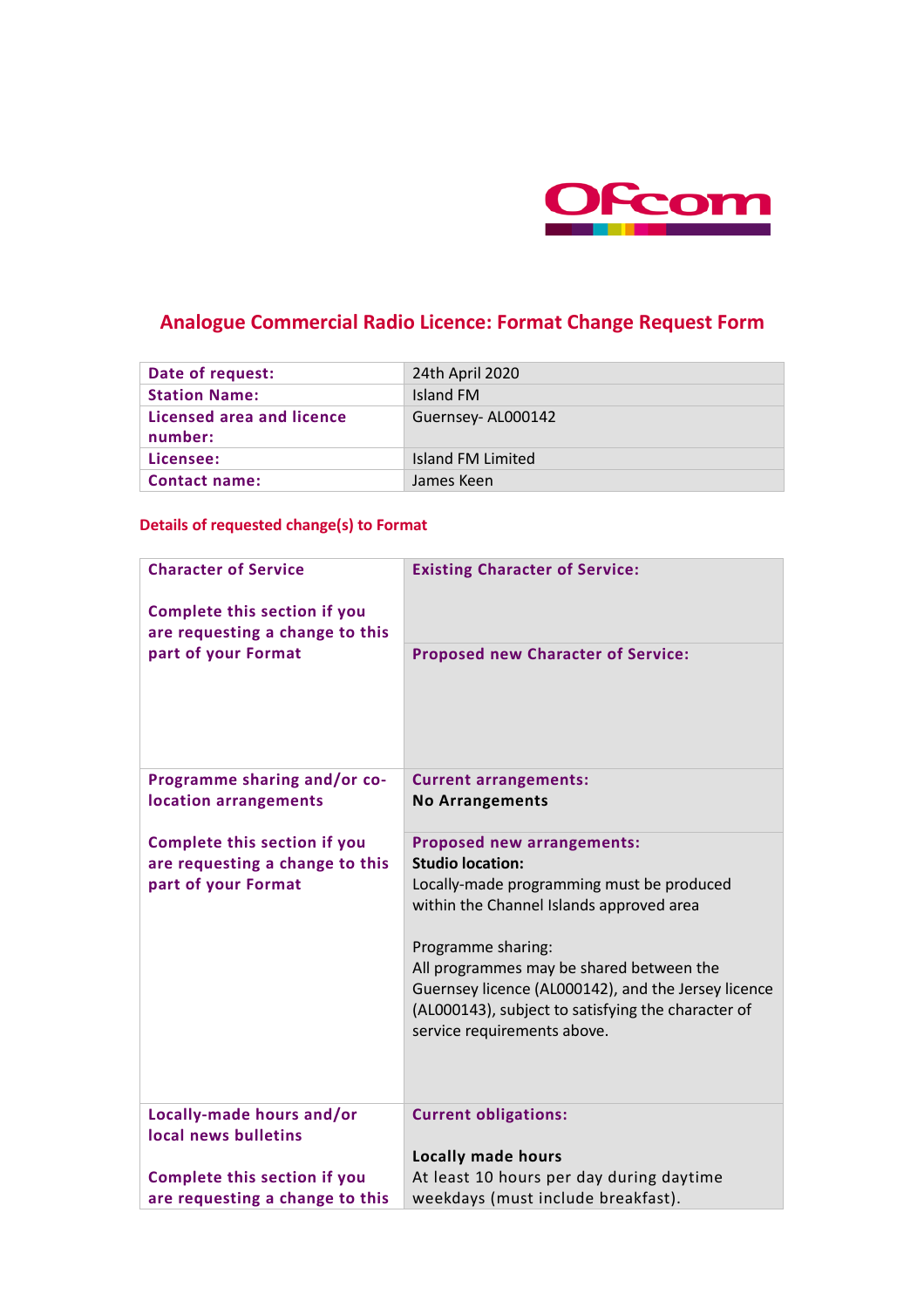# Analogue Commercial Radio Licence: Format Change Request Form

| | |
|---|---|
| **Date of request:** | 24th April 2020 |
| **Station Name:** | Island FM |
| **Licensed area and licence number:** | Guernsey- AL000142 |
| **Licensee:** | Island FM Limited |
| **Contact name:** | James Keen |

## Details of requested change(s) to Format

| | |
|---|---|
| **Character of Service**<br><br>**Complete this section if you are requesting a change to this part of your Format** | **Existing Character of Service:** |
| | **Proposed new Character of Service:** |
| **Programme sharing and/or co-location arrangements**<br><br>**Complete this section if you are requesting a change to this part of your Format** | **Current arrangements:**<br>**No Arrangements** |
| | **Proposed new arrangements:**<br>**Studio location:**<br>Locally-made programming must be produced within the Channel Islands approved area<br><br>Programme sharing:<br>All programmes may be shared between the Guernsey licence (AL000142), and the Jersey licence (AL000143), subject to satisfying the character of service requirements above. |
| **Locally-made hours and/or local news bulletins**<br><br>**Complete this section if you are requesting a change to this** | **Current obligations:**<br><br>**Locally made hours**<br>At least 10 hours per day during daytime weekdays (must include breakfast). |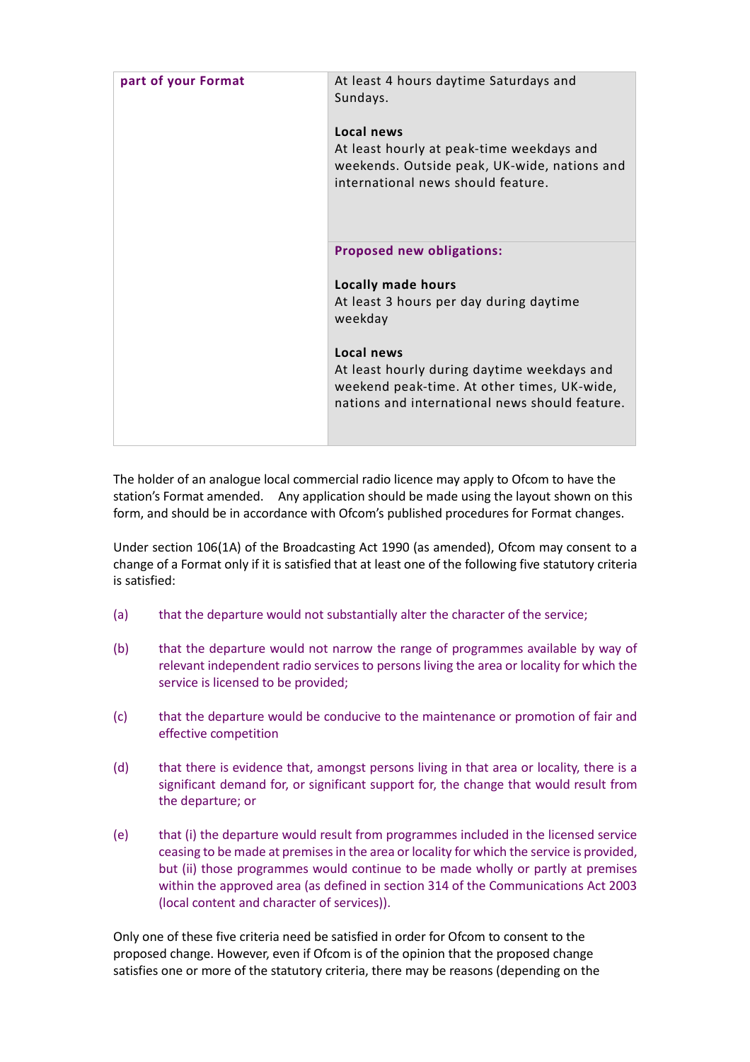| part of your Format | At least 4 hours daytime Saturdays and Sundays.<br><br>**Local news**<br>At least hourly at peak-time weekdays and weekends. Outside peak, UK-wide, nations and international news should feature. |
|---|---|
| | **Proposed new obligations:**<br><br>**Locally made hours**<br>At least 3 hours per day during daytime weekday<br><br>**Local news**<br>At least hourly during daytime weekdays and weekend peak-time. At other times, UK-wide, nations and international news should feature. |

The holder of an analogue local commercial radio licence may apply to Ofcom to have the station's Format amended. Any application should be made using the layout shown on this form, and should be in accordance with Ofcom's published procedures for Format changes.

Under section 106(1A) of the Broadcasting Act 1990 (as amended), Ofcom may consent to a change of a Format only if it is satisfied that at least one of the following five statutory criteria is satisfied:

(a) that the departure would not substantially alter the character of the service;

(b) that the departure would not narrow the range of programmes available by way of relevant independent radio services to persons living the area or locality for which the service is licensed to be provided;

(c) that the departure would be conducive to the maintenance or promotion of fair and effective competition

(d) that there is evidence that, amongst persons living in that area or locality, there is a significant demand for, or significant support for, the change that would result from the departure; or

(e) that (i) the departure would result from programmes included in the licensed service ceasing to be made at premises in the area or locality for which the service is provided, but (ii) those programmes would continue to be made wholly or partly at premises within the approved area (as defined in section 314 of the Communications Act 2003 (local content and character of services)).

Only one of these five criteria need be satisfied in order for Ofcom to consent to the proposed change. However, even if Ofcom is of the opinion that the proposed change satisfies one or more of the statutory criteria, there may be reasons (depending on the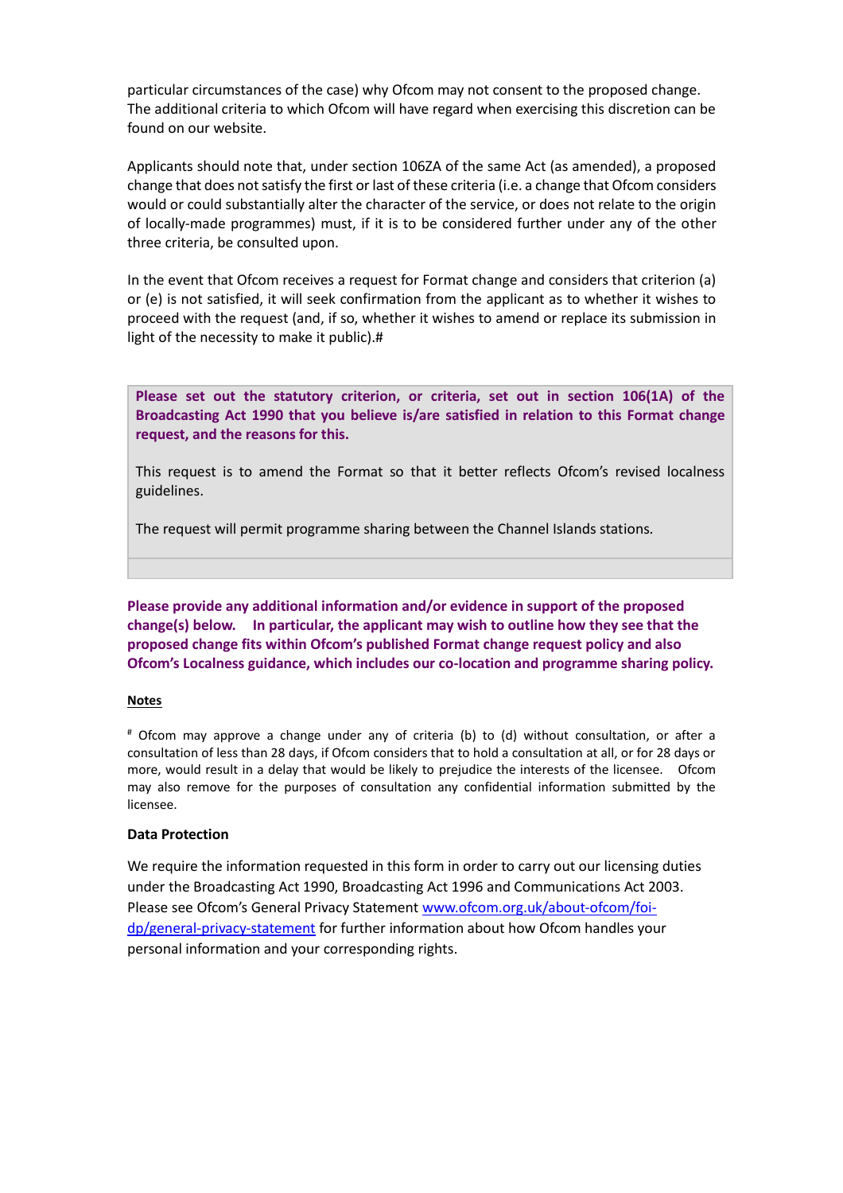particular circumstances of the case) why Ofcom may not consent to the proposed change. The additional criteria to which Ofcom will have regard when exercising this discretion can be found on our website.

Applicants should note that, under section 106ZA of the same Act (as amended), a proposed change that does not satisfy the first or last of these criteria (i.e. a change that Ofcom considers would or could substantially alter the character of the service, or does not relate to the origin of locally-made programmes) must, if it is to be considered further under any of the other three criteria, be consulted upon.

In the event that Ofcom receives a request for Format change and considers that criterion (a) or (e) is not satisfied, it will seek confirmation from the applicant as to whether it wishes to proceed with the request (and, if so, whether it wishes to amend or replace its submission in light of the necessity to make it public).#

| **Please set out the statutory criterion, or criteria, set out in section 106(1A) of the Broadcasting Act 1990 that you believe is/are satisfied in relation to this Format change request, and the reasons for this.**<br><br>This request is to amend the Format so that it better reflects Ofcom's revised localness guidelines.<br><br>The request will permit programme sharing between the Channel Islands stations. |
|---|
| |

**Please provide any additional information and/or evidence in support of the proposed change(s) below. In particular, the applicant may wish to outline how they see that the proposed change fits within Ofcom's published Format change request policy and also Ofcom's Localness guidance, which includes our co-location and programme sharing policy.**

**Notes**

# Ofcom may approve a change under any of criteria (b) to (d) without consultation, or after a consultation of less than 28 days, if Ofcom considers that to hold a consultation at all, or for 28 days or more, would result in a delay that would be likely to prejudice the interests of the licensee. Ofcom may also remove for the purposes of consultation any confidential information submitted by the licensee.

**Data Protection**

We require the information requested in this form in order to carry out our licensing duties under the Broadcasting Act 1990, Broadcasting Act 1996 and Communications Act 2003. Please see Ofcom's General Privacy Statement [www.ofcom.org.uk/about-ofcom/foi-dp/general-privacy-statement](www.ofcom.org.uk/about-ofcom/foi-dp/general-privacy-statement) for further information about how Ofcom handles your personal information and your corresponding rights.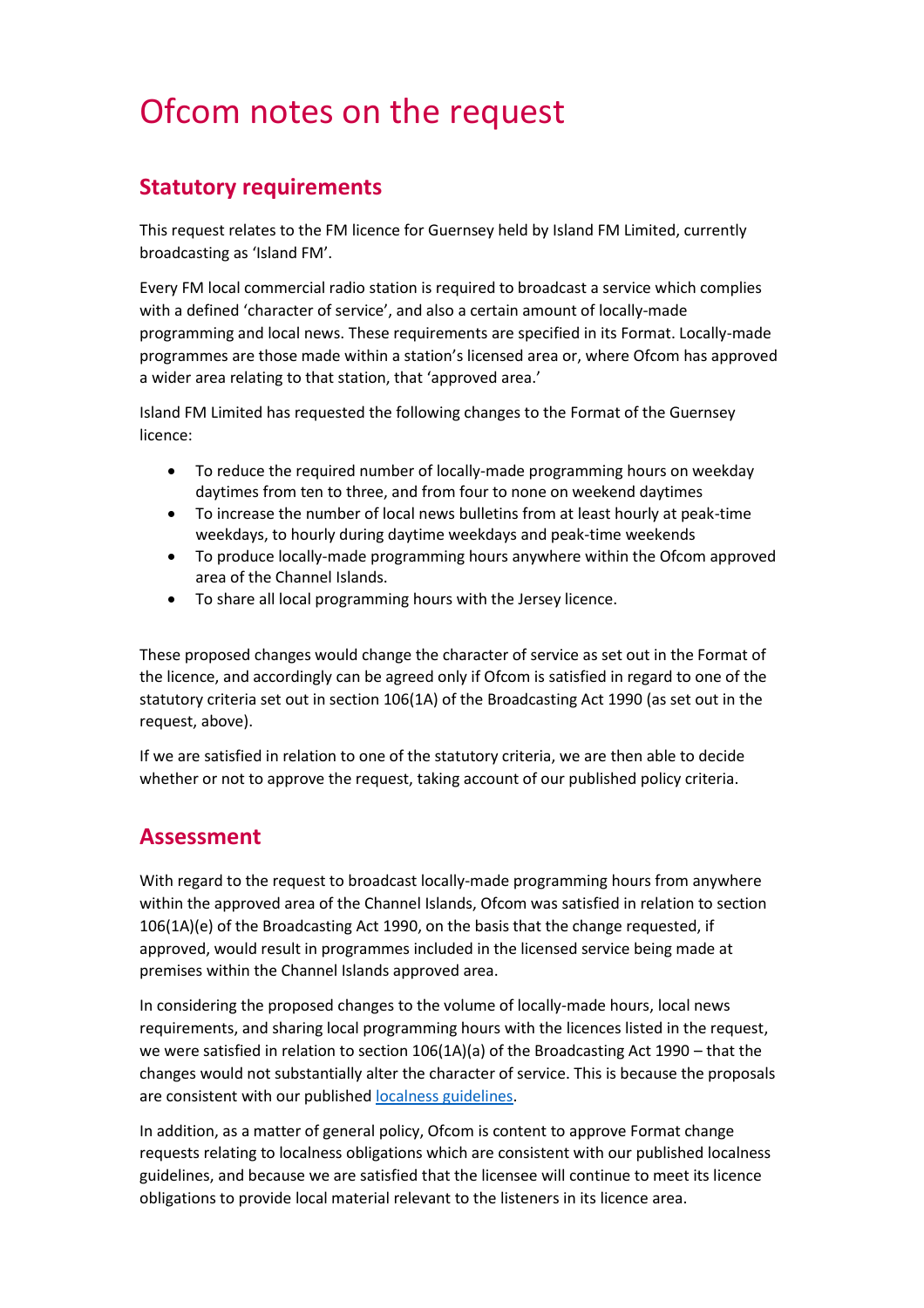# Ofcom notes on the request

## Statutory requirements

This request relates to the FM licence for Guernsey held by Island FM Limited, currently broadcasting as 'Island FM'.

Every FM local commercial radio station is required to broadcast a service which complies with a defined 'character of service', and also a certain amount of locally-made programming and local news. These requirements are specified in its Format. Locally-made programmes are those made within a station's licensed area or, where Ofcom has approved a wider area relating to that station, that 'approved area.'

Island FM Limited has requested the following changes to the Format of the Guernsey licence:

- To reduce the required number of locally-made programming hours on weekday daytimes from ten to three, and from four to none on weekend daytimes
- To increase the number of local news bulletins from at least hourly at peak-time weekdays, to hourly during daytime weekdays and peak-time weekends
- To produce locally-made programming hours anywhere within the Ofcom approved area of the Channel Islands.
- To share all local programming hours with the Jersey licence.

These proposed changes would change the character of service as set out in the Format of the licence, and accordingly can be agreed only if Ofcom is satisfied in regard to one of the statutory criteria set out in section 106(1A) of the Broadcasting Act 1990 (as set out in the request, above).

If we are satisfied in relation to one of the statutory criteria, we are then able to decide whether or not to approve the request, taking account of our published policy criteria.

## Assessment

With regard to the request to broadcast locally-made programming hours from anywhere within the approved area of the Channel Islands, Ofcom was satisfied in relation to section 106(1A)(e) of the Broadcasting Act 1990, on the basis that the change requested, if approved, would result in programmes included in the licensed service being made at premises within the Channel Islands approved area.

In considering the proposed changes to the volume of locally-made hours, local news requirements, and sharing local programming hours with the licences listed in the request, we were satisfied in relation to section 106(1A)(a) of the Broadcasting Act 1990 – that the changes would not substantially alter the character of service. This is because the proposals are consistent with our published localness guidelines.

In addition, as a matter of general policy, Ofcom is content to approve Format change requests relating to localness obligations which are consistent with our published localness guidelines, and because we are satisfied that the licensee will continue to meet its licence obligations to provide local material relevant to the listeners in its licence area.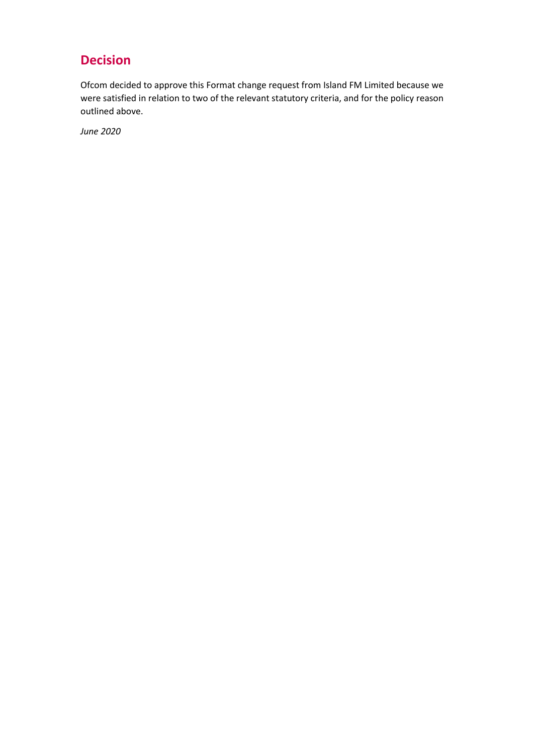## Decision

Ofcom decided to approve this Format change request from Island FM Limited because we were satisfied in relation to two of the relevant statutory criteria, and for the policy reason outlined above.

*June 2020*